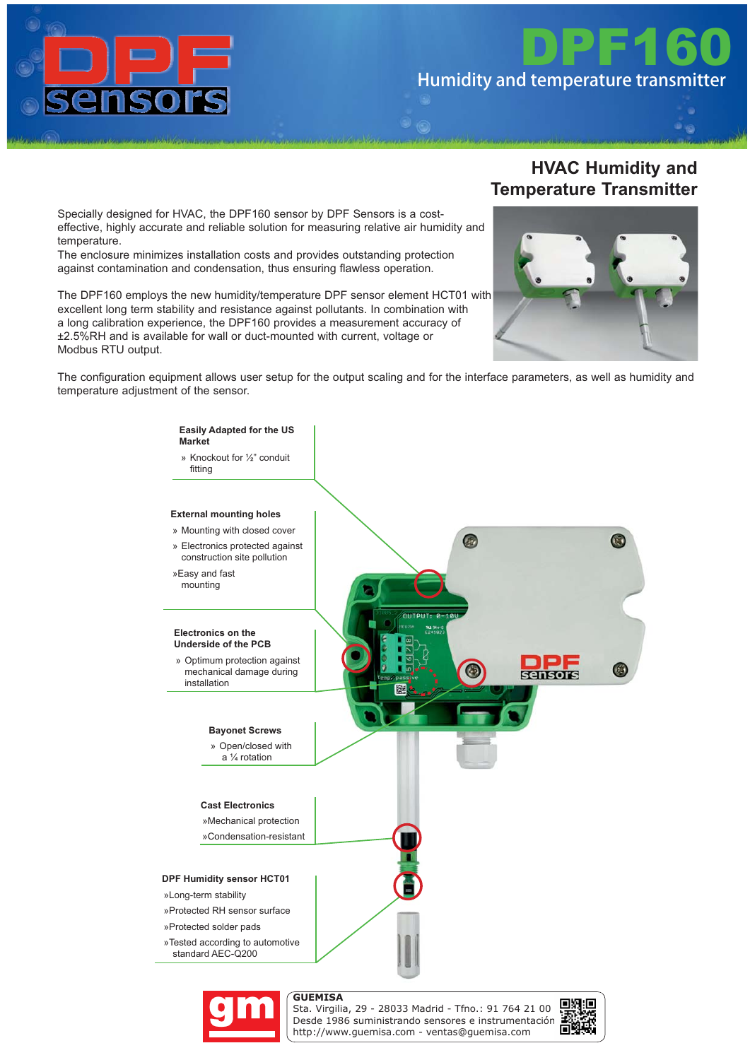# DPF160

## Humidity and temperature transmitter

## HVAC Humidity and Temperature Transmitter

Specially designed for HVAC, the DPF160 sensor by DPF Sensors is a cost-effective, highly accurate and reliable solution for measuring relative air humidity and temperature.
The enclosure minimizes installation costs and provides outstanding protection against contamination and condensation, thus ensuring flawless operation.

The DPF160 employs the new humidity/temperature DPF sensor element HCT01 with excellent long term stability and resistance against pollutants. In combination with a long calibration experience, the DPF160 provides a measurement accuracy of ±2.5%RH and is available for wall or duct-mounted with current, voltage or Modbus RTU output.

The configuration equipment allows user setup for the output scaling and for the interface parameters, as well as humidity and temperature adjustment of the sensor.

**Easily Adapted for the US Market**

- » Knockout for ½" conduit fitting

**External mounting holes**

- » Mounting with closed cover
- » Electronics protected against construction site pollution
- » Easy and fast mounting

**Electronics on the Underside of the PCB**

- » Optimum protection against mechanical damage during installation

**Bayonet Screws**

- » Open/closed with a ¼ rotation

**Cast Electronics**

- » Mechanical protection
- » Condensation-resistant

**DPF Humidity sensor HCT01**

- » Long-term stability
- » Protected RH sensor surface
- » Protected solder pads
- » Tested according to automotive standard AEC-Q200

**GUEMISA**
Sta. Virgilia, 29 - 28033 Madrid - Tfno.: 91 764 21 00
Desde 1986 suministrando sensores e instrumentación
http://www.guemisa.com - ventas@guemisa.com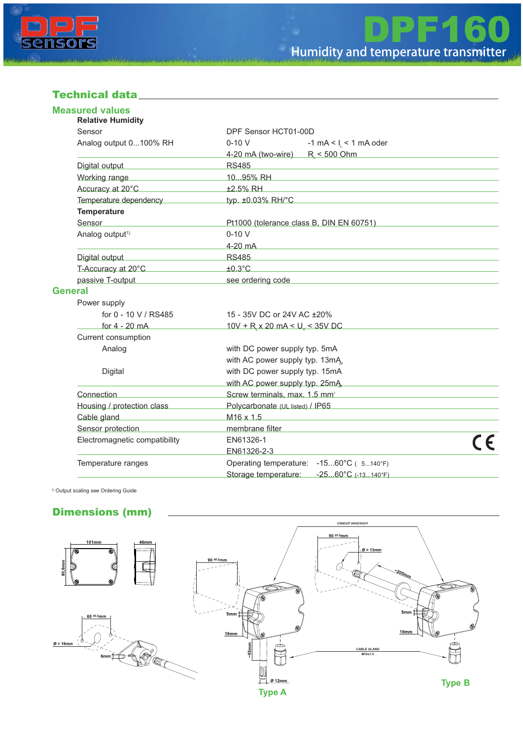# DPF160

Humidity and temperature transmitter

## Technical data

### Measured values

| | |
|---|---|
| **Relative Humidity** | |
| Sensor | DPF Sensor HCT01-00D |
| Analog output 0...100% RH | 0-10 V  $-1$ mA < $I_L$ < 1 mA oder<br>4-20 mA (two-wire)  $R_L$ < 500 Ohm |
| Digital output | RS485 |
| Working range | 10...95% RH |
| Accuracy at 20°C | ±2.5% RH |
| Temperature dependency | typ. ±0.03% RH/°C |
| **Temperature** | |
| Sensor | Pt1000 (tolerance class B, DIN EN 60751) |
| Analog output[1] | 0-10 V<br>4-20 mA |
| Digital output | RS485 |
| T-Accuracy at 20°C | ±0.3°C |
| passive T-output | see ordering code |

### General

| | |
|---|---|
| Power supply | |
| for 0 - 10 V / RS485 | 15 - 35V DC or 24V AC ±20% |
| for 4 - 20 mA | 10V + $R_L$ x 20 mA < $U_v$ < 35V DC |
| Current consumption | |
| Analog | with DC power supply typ. 5mA<br>with AC power supply typ. 13mA |
| Digital | with DC power supply typ. 15mA<br>with AC power supply typ. 25mA |
| Connection | Screw terminals, max. 1.5 mm² |
| Housing / protection class | Polycarbonate (UL listed) / IP65 |
| Cable gland | M16 x 1.5 |
| Sensor protection | membrane filter |
| Electromagnetic compatibility | EN61326-1<br>EN61326-2-3 |
| Temperature ranges | Operating temperature: -15...60°C (5...140°F)<br>Storage temperature: -25...60°C (-13...140°F) |

[1] Output scaling see Ordering Guide

## Dimensions (mm)

101mm, 46mm, 80.6mm

60 ±0.3mm, Ø > 16mm, 6mm

90 ±0.3mm, 5mm, 19mm, ~55mm, Ø 12mm

Type A

CONDUIT KNOCKOUT

90 ±0.3mm, Ø > 13mm, ~205mm, 5mm, 19mm

CABLE GLAND M16x1.5

Type B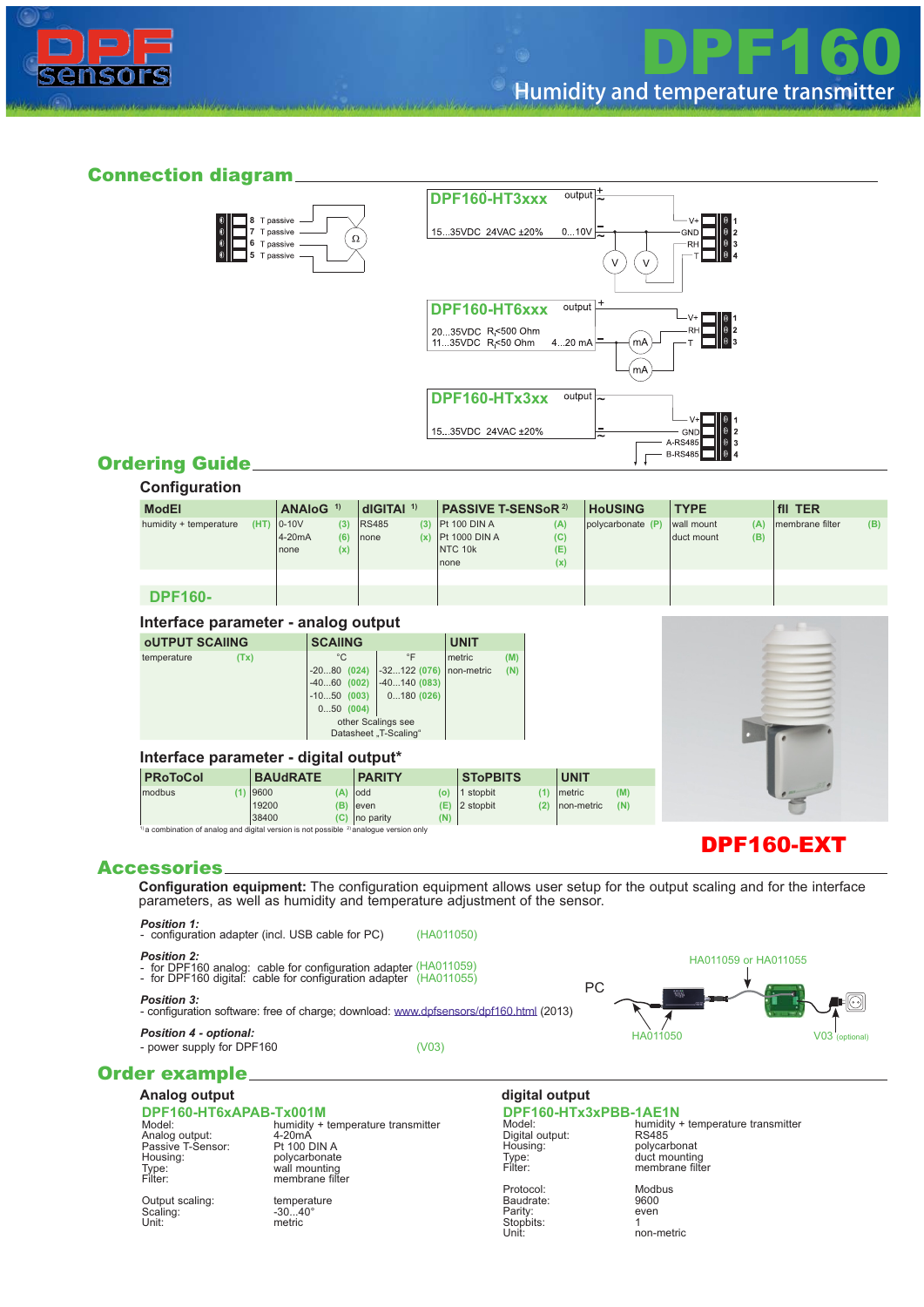# DPF160

Humidity and temperature transmitter

## Connection diagram

8 T passive
7 T passive
6 T passive
5 T passive

DPF160-HT3xxx output
15...35VDC 24VAC ±20% 0...10V
V+ GND RH T
1 2 3 4

DPF160-HT6xxx output
20...35VDC $R_L$<500 Ohm
11...35VDC $R_L$<50 Ohm 4...20 mA
V+ RH T
1 2 3

DPF160-HTx3xx output
15...35VDC 24VAC ±20%
V+ GND A-RS485 B-RS485
1 2 3 4

## Ordering Guide

### Configuration

| ModEl | | ANAloG [1] | | dIGITAl [1] | | PASSIVE T-SENSoR [2] | | HoUSING | | TYPE | | fIlTER | |
|---|---|---|---|---|---|---|---|---|---|---|---|---|---|
| humidity + temperature | (HT) | 0-10V | (3) | RS485 | (3) | Pt 100 DIN A | (A) | polycarbonate | (P) | wall mount | (A) | membrane filter | (B) |
| | | 4-20mA | (6) | none | (x) | Pt 1000 DIN A | (C) | | | duct mount | (B) | | |
| | | none | (x) | | | NTC 10k | (E) | | | | | | |
| | | | | | | none | (x) | | | | | | |
| DPF160- | | | | | | | | | | | | | |

### Interface parameter - analog output

| oUTPUT SCAlING | | SCAlING | | UNIT | |
|---|---|---|---|---|---|
| temperature | (Tx) | °C | °F | metric | (M) |
| | | -20...80 (024) | -32...122 (076) | non-metric | (N) |
| | | -40...60 (002) | -40...140 (083) | | |
| | | -10...50 (003) | 0...180 (026) | | |
| | | 0...50 (004) | | | |
| | | other Scalings see Datasheet „T-Scaling" | | | |

### Interface parameter - digital output*

| PRoToCol | | BAUdRATE | | PARITY | | SToPBITS | | UNIT | |
|---|---|---|---|---|---|---|---|---|---|
| modbus | (1) | 9600 | (A) | odd | (o) | 1 stopbit | (1) | metric | (M) |
| | | 19200 | (B) | even | (E) | 2 stopbit | (2) | non-metric | (N) |
| | | 38400 | (C) | no parity | (N) | | | | |

[1] a combination of analog and digital version is not possible [2] analogue version only

DPF160-EXT

## Accessories

**Configuration equipment:** The configuration equipment allows user setup for the output scaling and for the interface parameters, as well as humidity and temperature adjustment of the sensor.

*Position 1:*
- configuration adapter (incl. USB cable for PC) (HA011050)

*Position 2:*
- for DPF160 analog: cable for configuration adapter (HA011059)
- for DPF160 digital: cable for configuration adapter (HA011055)

*Position 3:*
- configuration software: free of charge; download: www.dpfsensors/dpf160.html (2013)

*Position 4 - optional:*
- power supply for DPF160 (V03)

PC
HA011059 or HA011055
HA011050
V03 (optional)

## Order example

### Analog output

**DPF160-HT6xAPAB-Tx001M**

| | |
|---|---|
| Model: | humidity + temperature transmitter |
| Analog output: | 4-20mA |
| Passive T-Sensor: | Pt 100 DIN A |
| Housing: | polycarbonate |
| Type: | wall mounting |
| Filter: | membrane filter |
| Output scaling: | temperature |
| Scaling: | -30...40° |
| Unit: | metric |

### digital output

**DPF160-HTx3xPBB-1AE1N**

| | |
|---|---|
| Model: | humidity + temperature transmitter |
| Digital output: | RS485 |
| Housing: | polycarbonat |
| Type: | duct mounting |
| Filter: | membrane filter |
| Protocol: | Modbus |
| Baudrate: | 9600 |
| Parity: | even |
| Stopbits: | 1 |
| Unit: | non-metric |